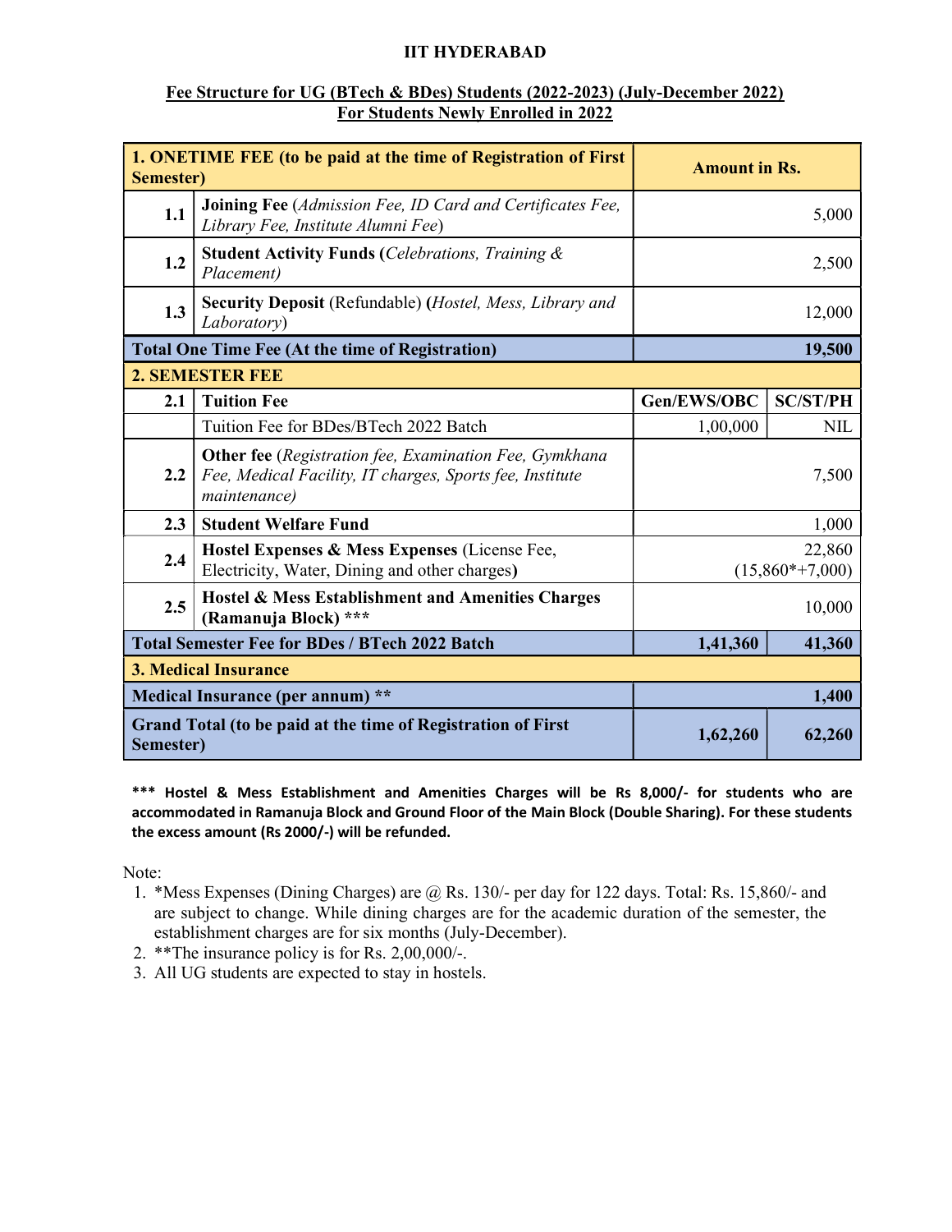# IIT HYDERABAD

## Fee Structure for UG (BTech & BDes) Students (2022-2023) (July-December 2022)
## For Students Newly Enrolled in 2022

| | **1. ONETIME FEE (to be paid at the time of Registration of First Semester)** | **Amount in Rs.** | |
|---|---|---|---|
| **1.1** | **Joining Fee** (*Admission Fee, ID Card and Certificates Fee, Library Fee, Institute Alumni Fee*) | 5,000 | |
| **1.2** | **Student Activity Funds (***Celebrations, Training & Placement)* | 2,500 | |
| **1.3** | **Security Deposit** (Refundable) **(***Hostel, Mess, Library and Laboratory*) | 12,000 | |
| | **Total One Time Fee (At the time of Registration)** | **19,500** | |
| | **2. SEMESTER FEE** | | |
| **2.1** | **Tuition Fee** | **Gen/EWS/OBC** | **SC/ST/PH** |
| | Tuition Fee for BDes/BTech 2022 Batch | 1,00,000 | NIL |
| **2.2** | **Other fee** (*Registration fee, Examination Fee, Gymkhana Fee, Medical Facility, IT charges, Sports fee, Institute maintenance)* | 7,500 | |
| **2.3** | **Student Welfare Fund** | 1,000 | |
| **2.4** | **Hostel Expenses & Mess Expenses** (License Fee, Electricity, Water, Dining and other charges**)** | 22,860 (15,860*+7,000) | |
| **2.5** | **Hostel & Mess Establishment and Amenities Charges (Ramanuja Block)** *** | 10,000 | |
| | **Total Semester Fee for BDes / BTech 2022 Batch** | **1,41,360** | **41,360** |
| | **3. Medical Insurance** | | |
| | **Medical Insurance (per annum)** ** | **1,400** | |
| | **Grand Total (to be paid at the time of Registration of First Semester)** | **1,62,260** | **62,260** |

**\*\*\* Hostel & Mess Establishment and Amenities Charges will be Rs 8,000/- for students who are accommodated in Ramanuja Block and Ground Floor of the Main Block (Double Sharing). For these students the excess amount (Rs 2000/-) will be refunded.**

Note:

1. *Mess Expenses (Dining Charges) are @ Rs. 130/- per day for 122 days. Total: Rs. 15,860/- and are subject to change. While dining charges are for the academic duration of the semester, the establishment charges are for six months (July-December).
2. **The insurance policy is for Rs. 2,00,000/-.
3. All UG students are expected to stay in hostels.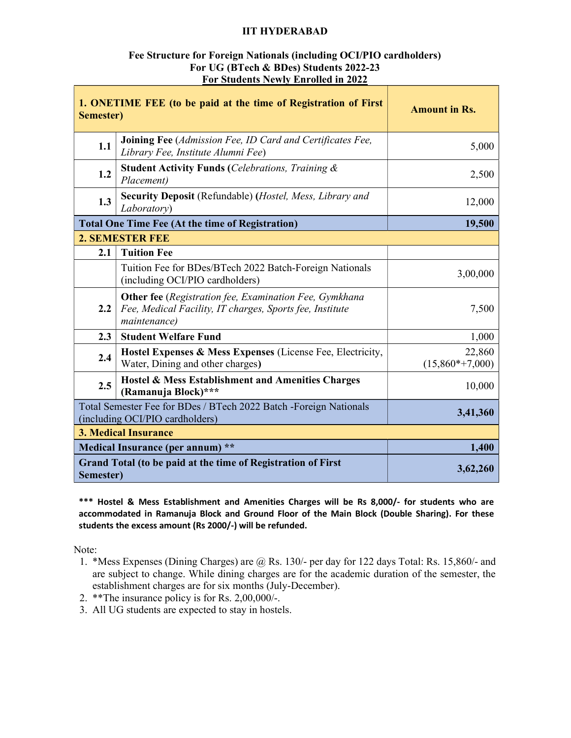# IIT HYDERABAD

## Fee Structure for Foreign Nationals (including OCI/PIO cardholders)
## For UG (BTech & BDes) Students 2022-23
## For Students Newly Enrolled in 2022

| | **1. ONETIME FEE (to be paid at the time of Registration of First Semester)** | **Amount in Rs.** |
|---|---|---|
| **1.1** | **Joining Fee** (*Admission Fee, ID Card and Certificates Fee, Library Fee, Institute Alumni Fee*) | 5,000 |
| **1.2** | **Student Activity Funds (***Celebrations, Training & Placement)* | 2,500 |
| **1.3** | **Security Deposit** (Refundable) **(***Hostel, Mess, Library and Laboratory*) | 12,000 |
| **Total One Time Fee (At the time of Registration)** | | **19,500** |
| **2. SEMESTER FEE** | | |
| **2.1** | **Tuition Fee** | |
| | Tuition Fee for BDes/BTech 2022 Batch-Foreign Nationals (including OCI/PIO cardholders) | 3,00,000 |
| **2.2** | **Other fee** (*Registration fee, Examination Fee, Gymkhana Fee, Medical Facility, IT charges, Sports fee, Institute maintenance)* | 7,500 |
| **2.3** | **Student Welfare Fund** | 1,000 |
| **2.4** | **Hostel Expenses & Mess Expenses** (License Fee, Electricity, Water, Dining and other charges**)** | 22,860 (15,860*+7,000) |
| **2.5** | **Hostel & Mess Establishment and Amenities Charges (Ramanuja Block)***** | 10,000 |
| Total Semester Fee for BDes / BTech 2022 Batch -Foreign Nationals (including OCI/PIO cardholders) | | **3,41,360** |
| **3. Medical Insurance** | | |
| **Medical Insurance (per annum) **** | | **1,400** |
| **Grand Total (to be paid at the time of Registration of First Semester)** | | **3,62,260** |

**\*\*\* Hostel & Mess Establishment and Amenities Charges will be Rs 8,000/- for students who are accommodated in Ramanuja Block and Ground Floor of the Main Block (Double Sharing). For these students the excess amount (Rs 2000/-) will be refunded.**

Note:

1. *Mess Expenses (Dining Charges) are @ Rs. 130/- per day for 122 days Total: Rs. 15,860/- and are subject to change. While dining charges are for the academic duration of the semester, the establishment charges are for six months (July-December).
2. **The insurance policy is for Rs. 2,00,000/-.
3. All UG students are expected to stay in hostels.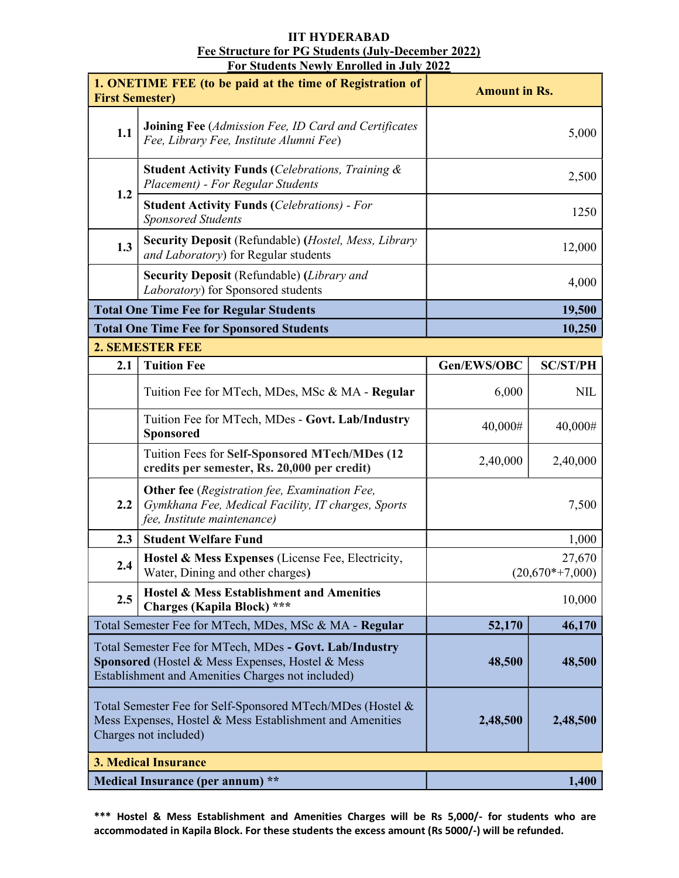**IIT HYDERABAD**

**Fee Structure for PG Students (July-December 2022)**

**For Students Newly Enrolled in July 2022**

| | **1. ONETIME FEE (to be paid at the time of Registration of First Semester)** | **Amount in Rs.** | |
|---|---|---|---|
| **1.1** | **Joining Fee** (*Admission Fee, ID Card and Certificates Fee, Library Fee, Institute Alumni Fee*) | 5,000 | |
| **1.2** | **Student Activity Funds (***Celebrations, Training & Placement) - For Regular Students* | 2,500 | |
| | **Student Activity Funds (***Celebrations) - For Sponsored Students* | 1250 | |
| **1.3** | **Security Deposit** (Refundable) **(***Hostel, Mess, Library and Laboratory*) for Regular students | 12,000 | |
| | **Security Deposit** (Refundable) **(***Library and Laboratory*) for Sponsored students | 4,000 | |
| | **Total One Time Fee for Regular Students** | **19,500** | |
| | **Total One Time Fee for Sponsored Students** | **10,250** | |
| | **2. SEMESTER FEE** | | |
| **2.1** | **Tuition Fee** | **Gen/EWS/OBC** | **SC/ST/PH** |
| | Tuition Fee for MTech, MDes, MSc & MA - **Regular** | 6,000 | NIL |
| | Tuition Fee for MTech, MDes - **Govt. Lab/Industry Sponsored** | 40,000# | 40,000# |
| | Tuition Fees for **Self-Sponsored MTech/MDes (12 credits per semester, Rs. 20,000 per credit)** | 2,40,000 | 2,40,000 |
| **2.2** | **Other fee** (*Registration fee, Examination Fee, Gymkhana Fee, Medical Facility, IT charges, Sports fee, Institute maintenance)* | 7,500 | |
| **2.3** | **Student Welfare Fund** | 1,000 | |
| **2.4** | **Hostel & Mess Expenses** (License Fee, Electricity, Water, Dining and other charges**)** | 27,670 (20,670*+7,000) | |
| **2.5** | **Hostel & Mess Establishment and Amenities Charges (Kapila Block) *** ** | 10,000 | |
| | Total Semester Fee for MTech, MDes, MSc & MA - **Regular** | **52,170** | **46,170** |
| | Total Semester Fee for MTech, MDes **- Govt. Lab/Industry Sponsored** (Hostel & Mess Expenses, Hostel & Mess Establishment and Amenities Charges not included) | **48,500** | **48,500** |
| | Total Semester Fee for Self-Sponsored MTech/MDes (Hostel & Mess Expenses, Hostel & Mess Establishment and Amenities Charges not included) | **2,48,500** | **2,48,500** |
| | **3. Medical Insurance** | | |
| | **Medical Insurance (per annum) **** | **1,400** | |

**\*\*\* Hostel & Mess Establishment and Amenities Charges will be Rs 5,000/- for students who are accommodated in Kapila Block. For these students the excess amount (Rs 5000/-) will be refunded.**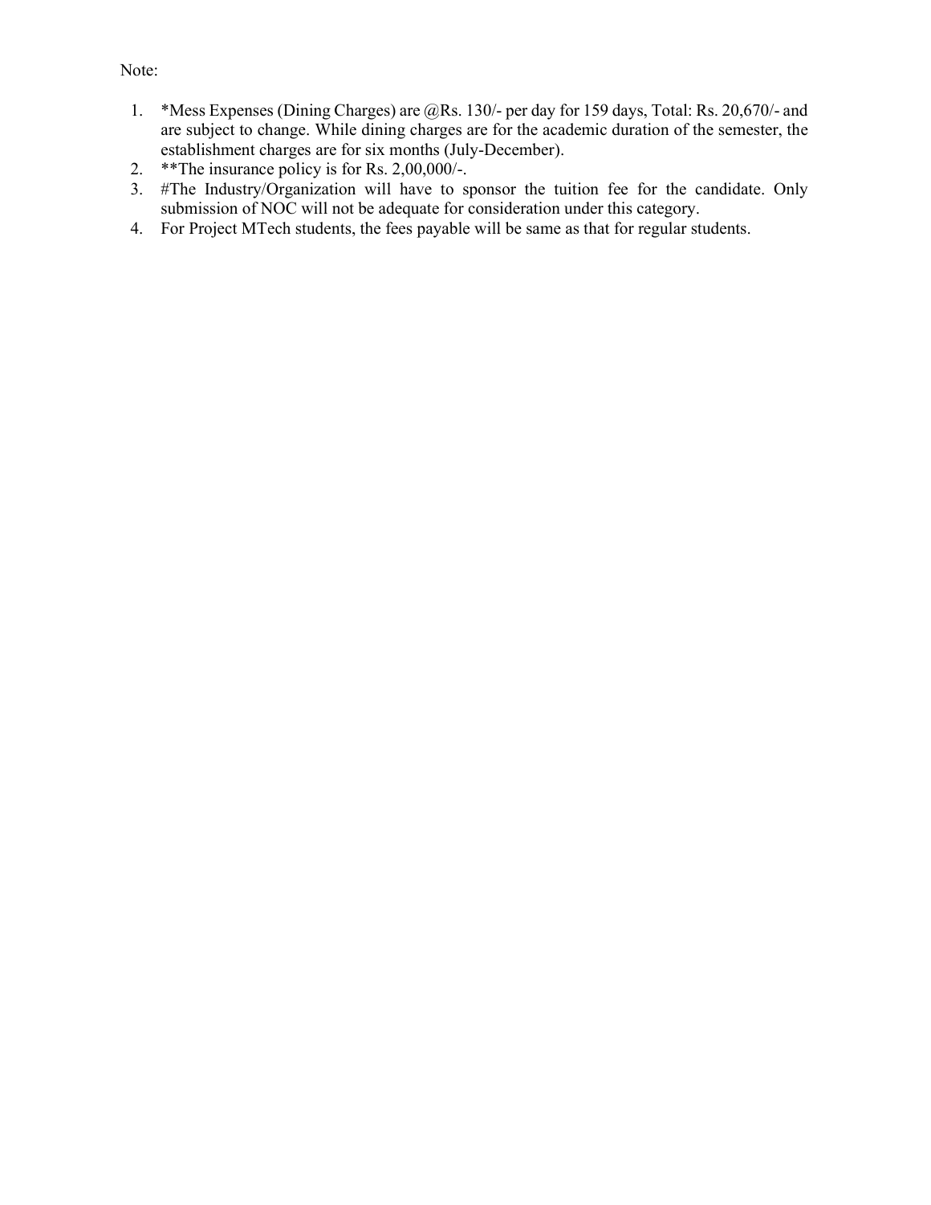Note:

1. *Mess Expenses (Dining Charges) are @Rs. 130/- per day for 159 days, Total: Rs. 20,670/- and are subject to change. While dining charges are for the academic duration of the semester, the establishment charges are for six months (July-December).
2. **The insurance policy is for Rs. 2,00,000/-.
3. #The Industry/Organization will have to sponsor the tuition fee for the candidate. Only submission of NOC will not be adequate for consideration under this category.
4. For Project MTech students, the fees payable will be same as that for regular students.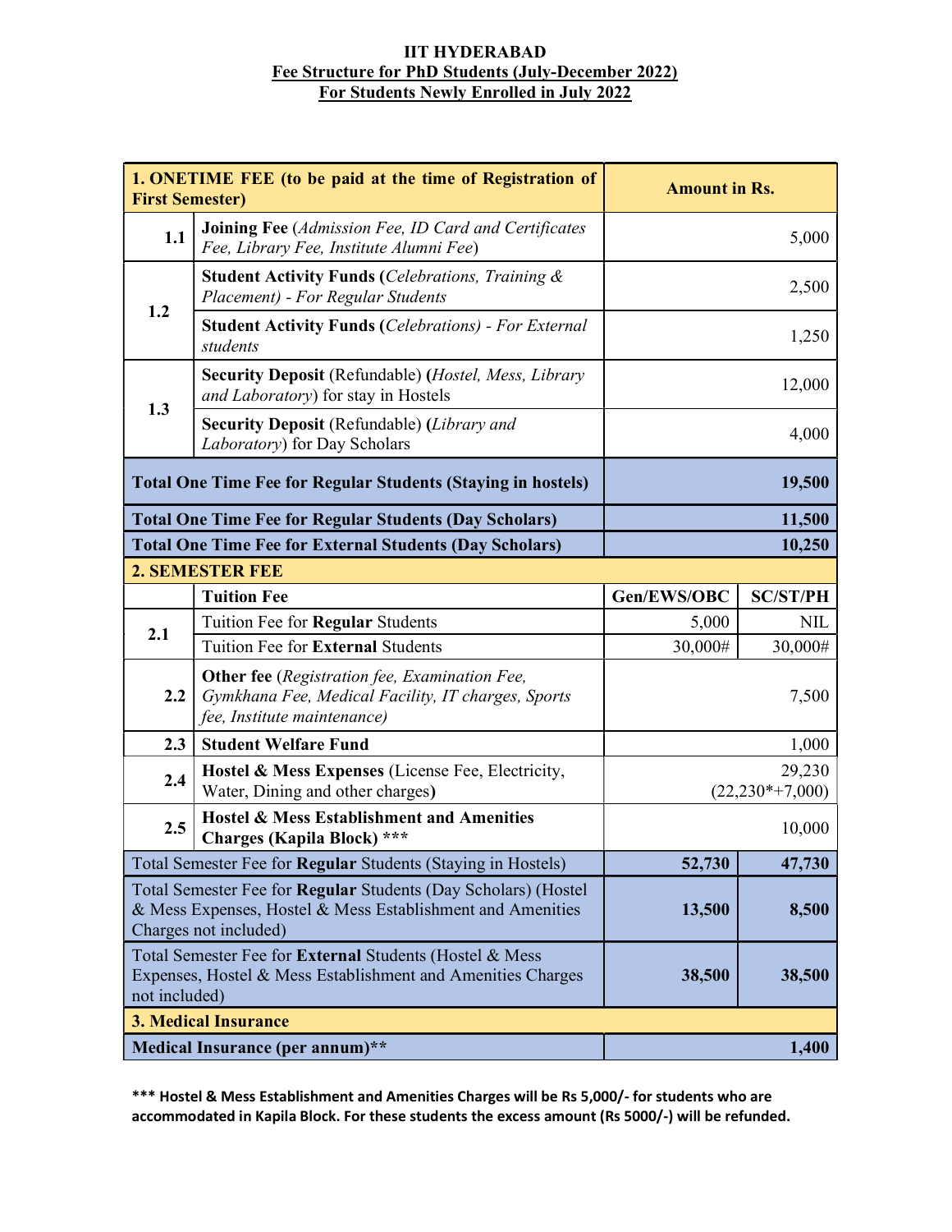**IIT HYDERABAD**
**Fee Structure for PhD Students (July-December 2022)**
**For Students Newly Enrolled in July 2022**

| **1. ONETIME FEE (to be paid at the time of Registration of First Semester)** | | **Amount in Rs.** | |
|---|---|---|---|
| 1.1 | **Joining Fee** (*Admission Fee, ID Card and Certificates Fee, Library Fee, Institute Alumni Fee*) | 5,000 | |
| 1.2 | **Student Activity Funds (***Celebrations, Training & Placement*) *- For Regular Students* | 2,500 | |
| | **Student Activity Funds (***Celebrations*) *- For External students* | 1,250 | |
| 1.3 | **Security Deposit** (Refundable) **(***Hostel, Mess, Library and Laboratory*) for stay in Hostels | 12,000 | |
| | **Security Deposit** (Refundable) **(***Library and Laboratory*) for Day Scholars | 4,000 | |
| **Total One Time Fee for Regular Students (Staying in hostels)** | | **19,500** | |
| **Total One Time Fee for Regular Students (Day Scholars)** | | **11,500** | |
| **Total One Time Fee for External Students (Day Scholars)** | | **10,250** | |
| **2. SEMESTER FEE** | | | |
| | **Tuition Fee** | **Gen/EWS/OBC** | **SC/ST/PH** |
| 2.1 | Tuition Fee for **Regular** Students | 5,000 | NIL |
| | Tuition Fee for **External** Students | 30,000# | 30,000# |
| 2.2 | **Other fee** (*Registration fee, Examination Fee, Gymkhana Fee, Medical Facility, IT charges, Sports fee, Institute maintenance*) | 7,500 | |
| 2.3 | **Student Welfare Fund** | 1,000 | |
| 2.4 | **Hostel & Mess Expenses** (License Fee, Electricity, Water, Dining and other charges**)** | 29,230 (22,230*+7,000) | |
| 2.5 | **Hostel & Mess Establishment and Amenities Charges (Kapila Block) \*\*\*** | 10,000 | |
| Total Semester Fee for **Regular** Students (Staying in Hostels) | | **52,730** | **47,730** |
| Total Semester Fee for **Regular** Students (Day Scholars) (Hostel & Mess Expenses, Hostel & Mess Establishment and Amenities Charges not included) | | **13,500** | **8,500** |
| Total Semester Fee for **External** Students (Hostel & Mess Expenses, Hostel & Mess Establishment and Amenities Charges not included) | | **38,500** | **38,500** |
| **3. Medical Insurance** | | | |
| **Medical Insurance (per annum)\*\*** | | **1,400** | |

**\*\*\* Hostel & Mess Establishment and Amenities Charges will be Rs 5,000/- for students who are accommodated in Kapila Block. For these students the excess amount (Rs 5000/-) will be refunded.**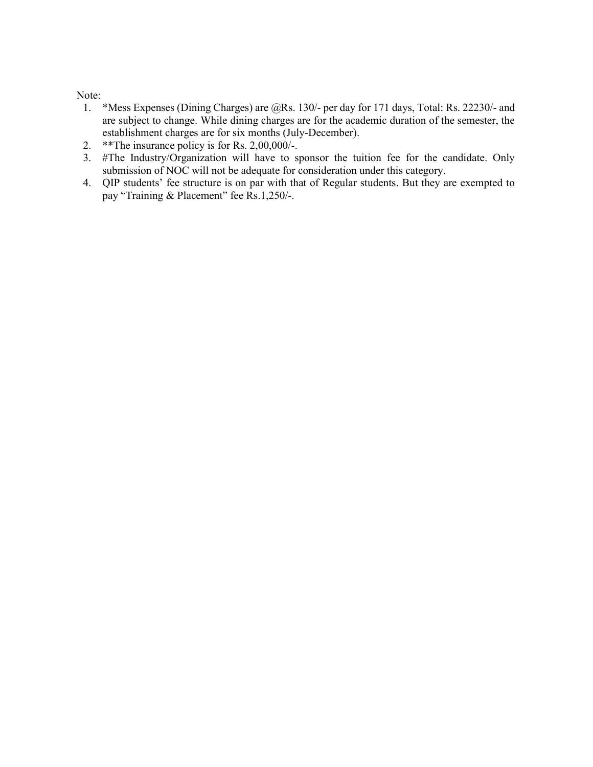Note:

1. *Mess Expenses (Dining Charges) are @Rs. 130/- per day for 171 days, Total: Rs. 22230/- and are subject to change. While dining charges are for the academic duration of the semester, the establishment charges are for six months (July-December).
2. **The insurance policy is for Rs. 2,00,000/-.
3. #The Industry/Organization will have to sponsor the tuition fee for the candidate. Only submission of NOC will not be adequate for consideration under this category.
4. QIP students' fee structure is on par with that of Regular students. But they are exempted to pay "Training & Placement" fee Rs.1,250/-.